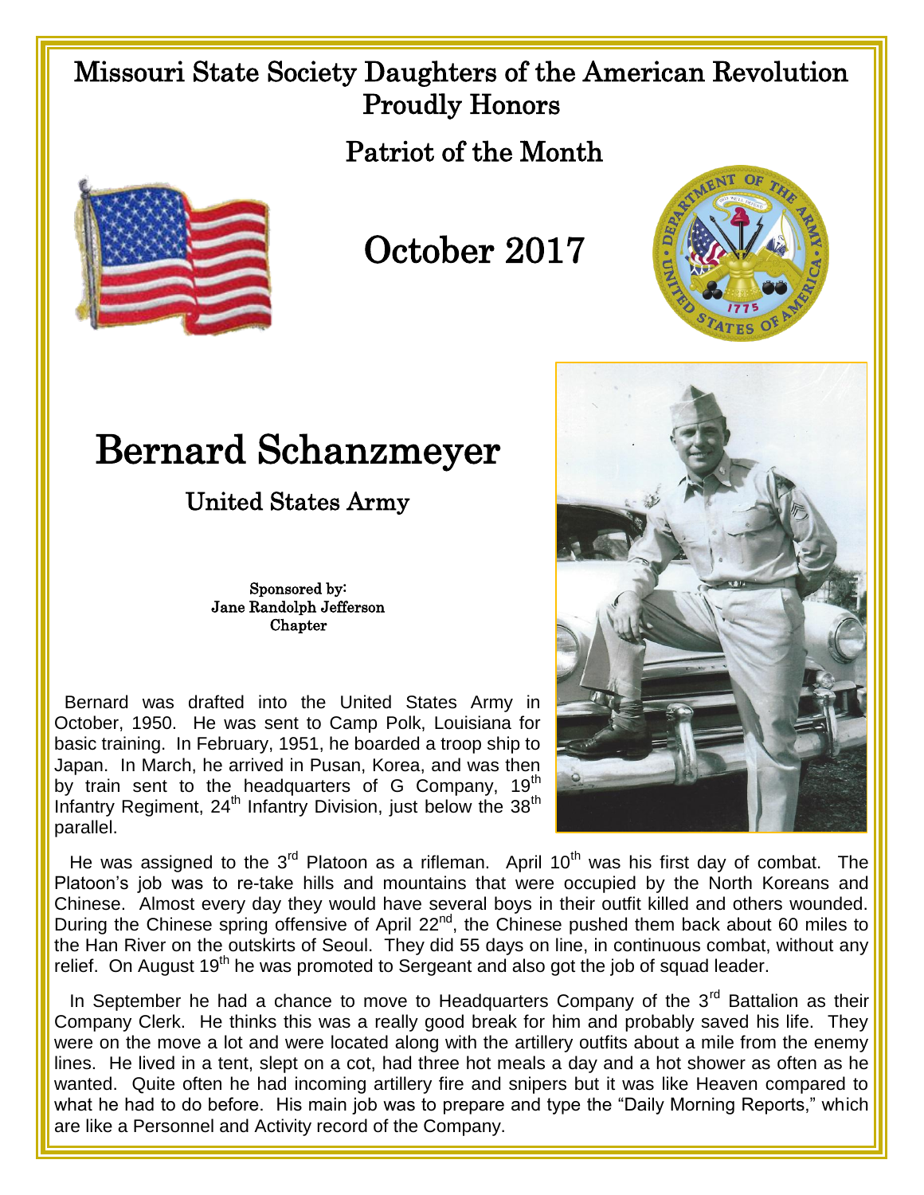# Missouri State Society Daughters of the American Revolution Proudly Honors

## Patriot of the Month

## October 2017

# Bernard Schanzmeyer

### United States Army

Sponsored by:
Jane Randolph Jefferson Chapter

Bernard was drafted into the United States Army in October, 1950. He was sent to Camp Polk, Louisiana for basic training. In February, 1951, he boarded a troop ship to Japan. In March, he arrived in Pusan, Korea, and was then by train sent to the headquarters of G Company, 19th Infantry Regiment, 24th Infantry Division, just below the 38th parallel.

He was assigned to the 3rd Platoon as a rifleman. April 10th was his first day of combat. The Platoon's job was to re-take hills and mountains that were occupied by the North Koreans and Chinese. Almost every day they would have several boys in their outfit killed and others wounded. During the Chinese spring offensive of April 22nd, the Chinese pushed them back about 60 miles to the Han River on the outskirts of Seoul. They did 55 days on line, in continuous combat, without any relief. On August 19th he was promoted to Sergeant and also got the job of squad leader.

In September he had a chance to move to Headquarters Company of the 3rd Battalion as their Company Clerk. He thinks this was a really good break for him and probably saved his life. They were on the move a lot and were located along with the artillery outfits about a mile from the enemy lines. He lived in a tent, slept on a cot, had three hot meals a day and a hot shower as often as he wanted. Quite often he had incoming artillery fire and snipers but it was like Heaven compared to what he had to do before. His main job was to prepare and type the "Daily Morning Reports," which are like a Personnel and Activity record of the Company.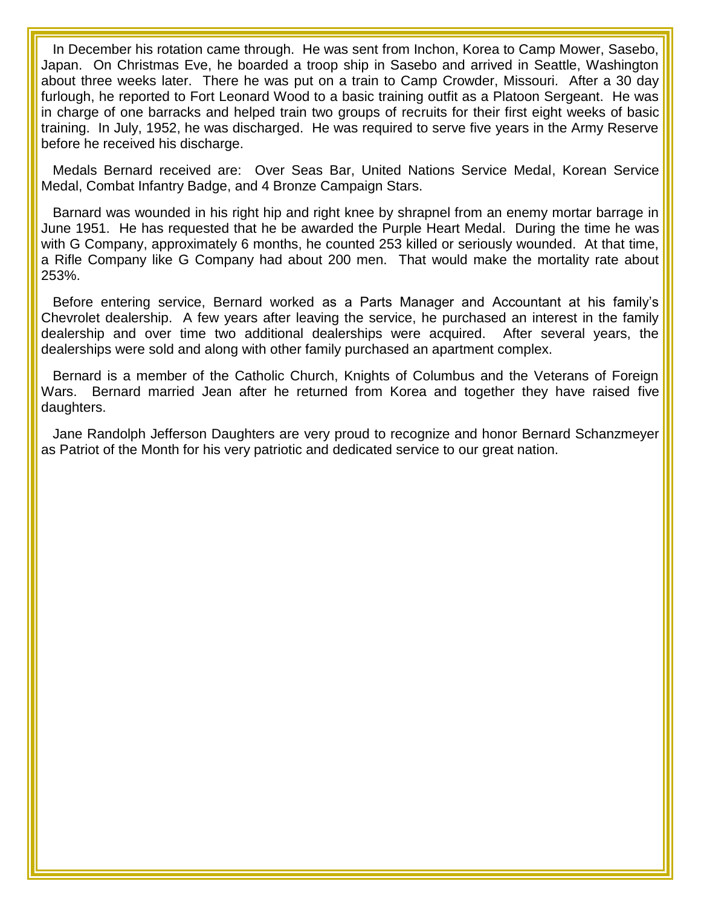In December his rotation came through. He was sent from Inchon, Korea to Camp Mower, Sasebo, Japan. On Christmas Eve, he boarded a troop ship in Sasebo and arrived in Seattle, Washington about three weeks later. There he was put on a train to Camp Crowder, Missouri. After a 30 day furlough, he reported to Fort Leonard Wood to a basic training outfit as a Platoon Sergeant. He was in charge of one barracks and helped train two groups of recruits for their first eight weeks of basic training. In July, 1952, he was discharged. He was required to serve five years in the Army Reserve before he received his discharge.

Medals Bernard received are: Over Seas Bar, United Nations Service Medal, Korean Service Medal, Combat Infantry Badge, and 4 Bronze Campaign Stars.

Barnard was wounded in his right hip and right knee by shrapnel from an enemy mortar barrage in June 1951. He has requested that he be awarded the Purple Heart Medal. During the time he was with G Company, approximately 6 months, he counted 253 killed or seriously wounded. At that time, a Rifle Company like G Company had about 200 men. That would make the mortality rate about 253%.

Before entering service, Bernard worked as a Parts Manager and Accountant at his family's Chevrolet dealership. A few years after leaving the service, he purchased an interest in the family dealership and over time two additional dealerships were acquired. After several years, the dealerships were sold and along with other family purchased an apartment complex.

Bernard is a member of the Catholic Church, Knights of Columbus and the Veterans of Foreign Wars. Bernard married Jean after he returned from Korea and together they have raised five daughters.

Jane Randolph Jefferson Daughters are very proud to recognize and honor Bernard Schanzmeyer as Patriot of the Month for his very patriotic and dedicated service to our great nation.